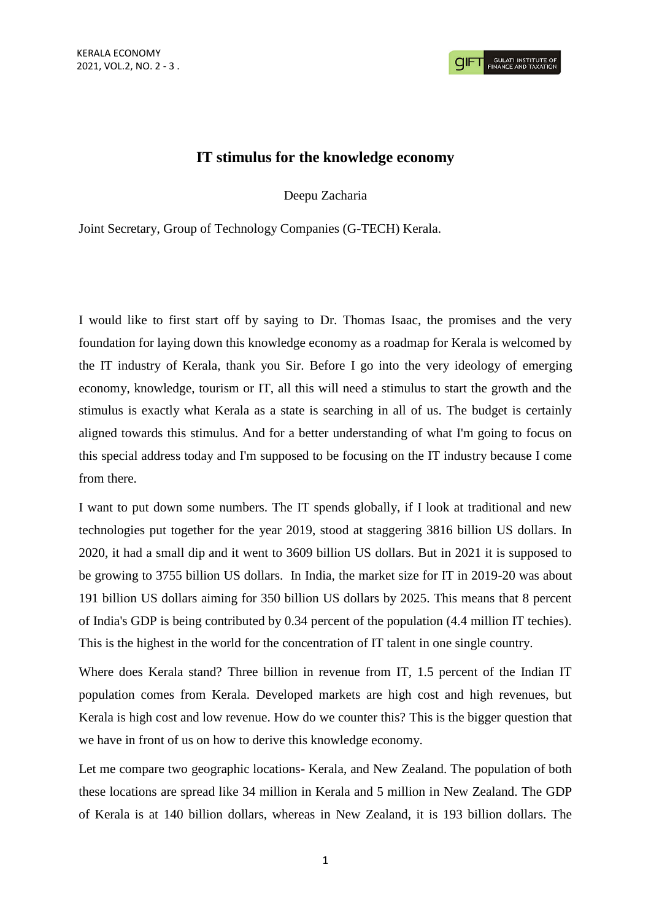# IT stimulus for the knowledge economy

Deepu Zacharia

Joint Secretary, Group of Technology Companies (G-TECH) Kerala.

I would like to first start off by saying to Dr. Thomas Isaac, the promises and the very foundation for laying down this knowledge economy as a roadmap for Kerala is welcomed by the IT industry of Kerala, thank you Sir. Before I go into the very ideology of emerging economy, knowledge, tourism or IT, all this will need a stimulus to start the growth and the stimulus is exactly what Kerala as a state is searching in all of us. The budget is certainly aligned towards this stimulus. And for a better understanding of what I'm going to focus on this special address today and I'm supposed to be focusing on the IT industry because I come from there.

I want to put down some numbers. The IT spends globally, if I look at traditional and new technologies put together for the year 2019, stood at staggering 3816 billion US dollars. In 2020, it had a small dip and it went to 3609 billion US dollars. But in 2021 it is supposed to be growing to 3755 billion US dollars. In India, the market size for IT in 2019-20 was about 191 billion US dollars aiming for 350 billion US dollars by 2025. This means that 8 percent of India's GDP is being contributed by 0.34 percent of the population (4.4 million IT techies). This is the highest in the world for the concentration of IT talent in one single country.

Where does Kerala stand? Three billion in revenue from IT, 1.5 percent of the Indian IT population comes from Kerala. Developed markets are high cost and high revenues, but Kerala is high cost and low revenue. How do we counter this? This is the bigger question that we have in front of us on how to derive this knowledge economy.

Let me compare two geographic locations- Kerala, and New Zealand. The population of both these locations are spread like 34 million in Kerala and 5 million in New Zealand. The GDP of Kerala is at 140 billion dollars, whereas in New Zealand, it is 193 billion dollars. The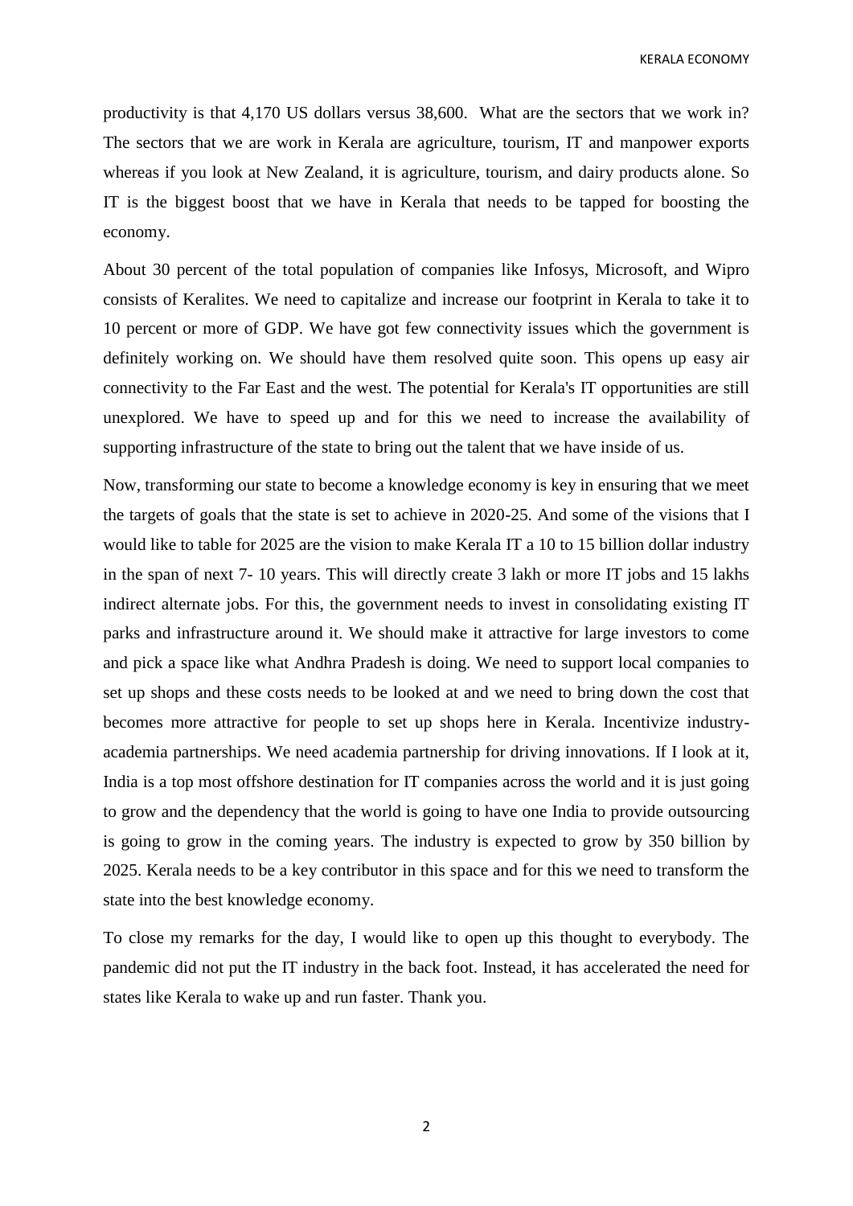productivity is that 4,170 US dollars versus 38,600. What are the sectors that we work in? The sectors that we are work in Kerala are agriculture, tourism, IT and manpower exports whereas if you look at New Zealand, it is agriculture, tourism, and dairy products alone. So IT is the biggest boost that we have in Kerala that needs to be tapped for boosting the economy.

About 30 percent of the total population of companies like Infosys, Microsoft, and Wipro consists of Keralites. We need to capitalize and increase our footprint in Kerala to take it to 10 percent or more of GDP. We have got few connectivity issues which the government is definitely working on. We should have them resolved quite soon. This opens up easy air connectivity to the Far East and the west. The potential for Kerala's IT opportunities are still unexplored. We have to speed up and for this we need to increase the availability of supporting infrastructure of the state to bring out the talent that we have inside of us.

Now, transforming our state to become a knowledge economy is key in ensuring that we meet the targets of goals that the state is set to achieve in 2020-25. And some of the visions that I would like to table for 2025 are the vision to make Kerala IT a 10 to 15 billion dollar industry in the span of next 7- 10 years. This will directly create 3 lakh or more IT jobs and 15 lakhs indirect alternate jobs. For this, the government needs to invest in consolidating existing IT parks and infrastructure around it. We should make it attractive for large investors to come and pick a space like what Andhra Pradesh is doing. We need to support local companies to set up shops and these costs needs to be looked at and we need to bring down the cost that becomes more attractive for people to set up shops here in Kerala. Incentivize industry-academia partnerships. We need academia partnership for driving innovations. If I look at it, India is a top most offshore destination for IT companies across the world and it is just going to grow and the dependency that the world is going to have one India to provide outsourcing is going to grow in the coming years. The industry is expected to grow by 350 billion by 2025. Kerala needs to be a key contributor in this space and for this we need to transform the state into the best knowledge economy.

To close my remarks for the day, I would like to open up this thought to everybody. The pandemic did not put the IT industry in the back foot. Instead, it has accelerated the need for states like Kerala to wake up and run faster. Thank you.